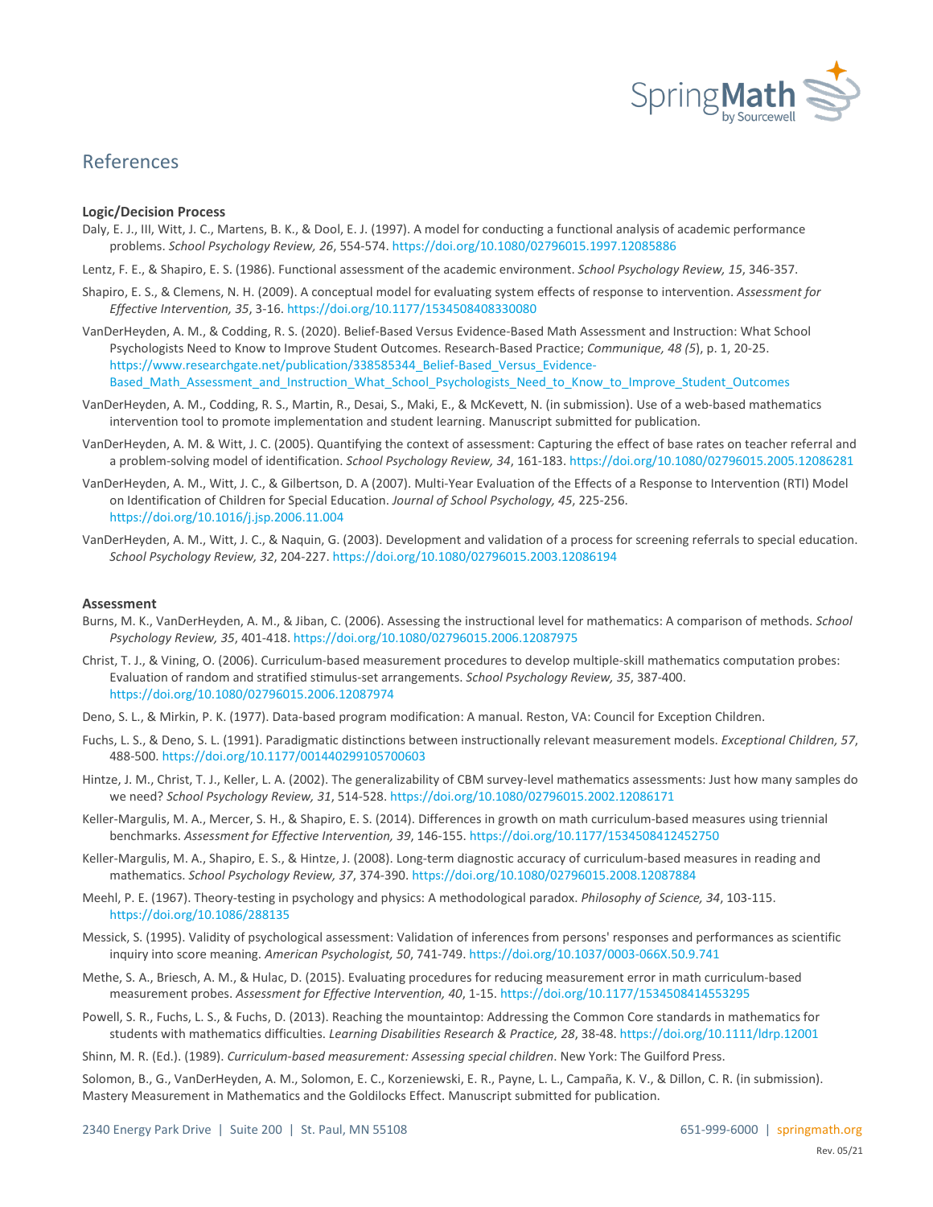# References

**Logic/Decision Process**

Daly, E. J., III, Witt, J. C., Martens, B. K., & Dool, E. J. (1997). A model for conducting a functional analysis of academic performance problems. *School Psychology Review, 26*, 554-574. https://doi.org/10.1080/02796015.1997.12085886

Lentz, F. E., & Shapiro, E. S. (1986). Functional assessment of the academic environment. *School Psychology Review, 15*, 346-357.

Shapiro, E. S., & Clemens, N. H. (2009). A conceptual model for evaluating system effects of response to intervention. *Assessment for Effective Intervention, 35*, 3-16. https://doi.org/10.1177/1534508408330080

VanDerHeyden, A. M., & Codding, R. S. (2020). Belief-Based Versus Evidence-Based Math Assessment and Instruction: What School Psychologists Need to Know to Improve Student Outcomes. Research-Based Practice; *Communique, 48 (5*), p. 1, 20-25. https://www.researchgate.net/publication/338585344_Belief-Based_Versus_Evidence-Based_Math_Assessment_and_Instruction_What_School_Psychologists_Need_to_Know_to_Improve_Student_Outcomes

VanDerHeyden, A. M., Codding, R. S., Martin, R., Desai, S., Maki, E., & McKevett, N. (in submission). Use of a web-based mathematics intervention tool to promote implementation and student learning. Manuscript submitted for publication.

VanDerHeyden, A. M. & Witt, J. C. (2005). Quantifying the context of assessment: Capturing the effect of base rates on teacher referral and a problem-solving model of identification. *School Psychology Review, 34*, 161-183. https://doi.org/10.1080/02796015.2005.12086281

VanDerHeyden, A. M., Witt, J. C., & Gilbertson, D. A (2007). Multi-Year Evaluation of the Effects of a Response to Intervention (RTI) Model on Identification of Children for Special Education. *Journal of School Psychology, 45*, 225-256. https://doi.org/10.1016/j.jsp.2006.11.004

VanDerHeyden, A. M., Witt, J. C., & Naquin, G. (2003). Development and validation of a process for screening referrals to special education. *School Psychology Review, 32*, 204-227. https://doi.org/10.1080/02796015.2003.12086194

**Assessment**

Burns, M. K., VanDerHeyden, A. M., & Jiban, C. (2006). Assessing the instructional level for mathematics: A comparison of methods. *School Psychology Review, 35*, 401-418. https://doi.org/10.1080/02796015.2006.12087975

Christ, T. J., & Vining, O. (2006). Curriculum-based measurement procedures to develop multiple-skill mathematics computation probes: Evaluation of random and stratified stimulus-set arrangements. *School Psychology Review, 35*, 387-400. https://doi.org/10.1080/02796015.2006.12087974

Deno, S. L., & Mirkin, P. K. (1977). Data-based program modification: A manual. Reston, VA: Council for Exception Children.

Fuchs, L. S., & Deno, S. L. (1991). Paradigmatic distinctions between instructionally relevant measurement models. *Exceptional Children, 57*, 488-500. https://doi.org/10.1177/001440299105700603

Hintze, J. M., Christ, T. J., Keller, L. A. (2002). The generalizability of CBM survey-level mathematics assessments: Just how many samples do we need? *School Psychology Review, 31*, 514-528. https://doi.org/10.1080/02796015.2002.12086171

Keller-Margulis, M. A., Mercer, S. H., & Shapiro, E. S. (2014). Differences in growth on math curriculum-based measures using triennial benchmarks. *Assessment for Effective Intervention, 39*, 146-155. https://doi.org/10.1177/1534508412452750

Keller-Margulis, M. A., Shapiro, E. S., & Hintze, J. (2008). Long-term diagnostic accuracy of curriculum-based measures in reading and mathematics. *School Psychology Review, 37*, 374-390. https://doi.org/10.1080/02796015.2008.12087884

Meehl, P. E. (1967). Theory-testing in psychology and physics: A methodological paradox. *Philosophy of Science, 34*, 103-115. https://doi.org/10.1086/288135

Messick, S. (1995). Validity of psychological assessment: Validation of inferences from persons' responses and performances as scientific inquiry into score meaning. *American Psychologist, 50*, 741-749. https://doi.org/10.1037/0003-066X.50.9.741

Methe, S. A., Briesch, A. M., & Hulac, D. (2015). Evaluating procedures for reducing measurement error in math curriculum-based measurement probes. *Assessment for Effective Intervention, 40*, 1-15. https://doi.org/10.1177/1534508414553295

Powell, S. R., Fuchs, L. S., & Fuchs, D. (2013). Reaching the mountaintop: Addressing the Common Core standards in mathematics for students with mathematics difficulties. *Learning Disabilities Research & Practice, 28*, 38-48. https://doi.org/10.1111/ldrp.12001

Shinn, M. R. (Ed.). (1989). *Curriculum-based measurement: Assessing special children*. New York: The Guilford Press.

Solomon, B., G., VanDerHeyden, A. M., Solomon, E. C., Korzeniewski, E. R., Payne, L. L., Campaña, K. V., & Dillon, C. R. (in submission). Mastery Measurement in Mathematics and the Goldilocks Effect. Manuscript submitted for publication.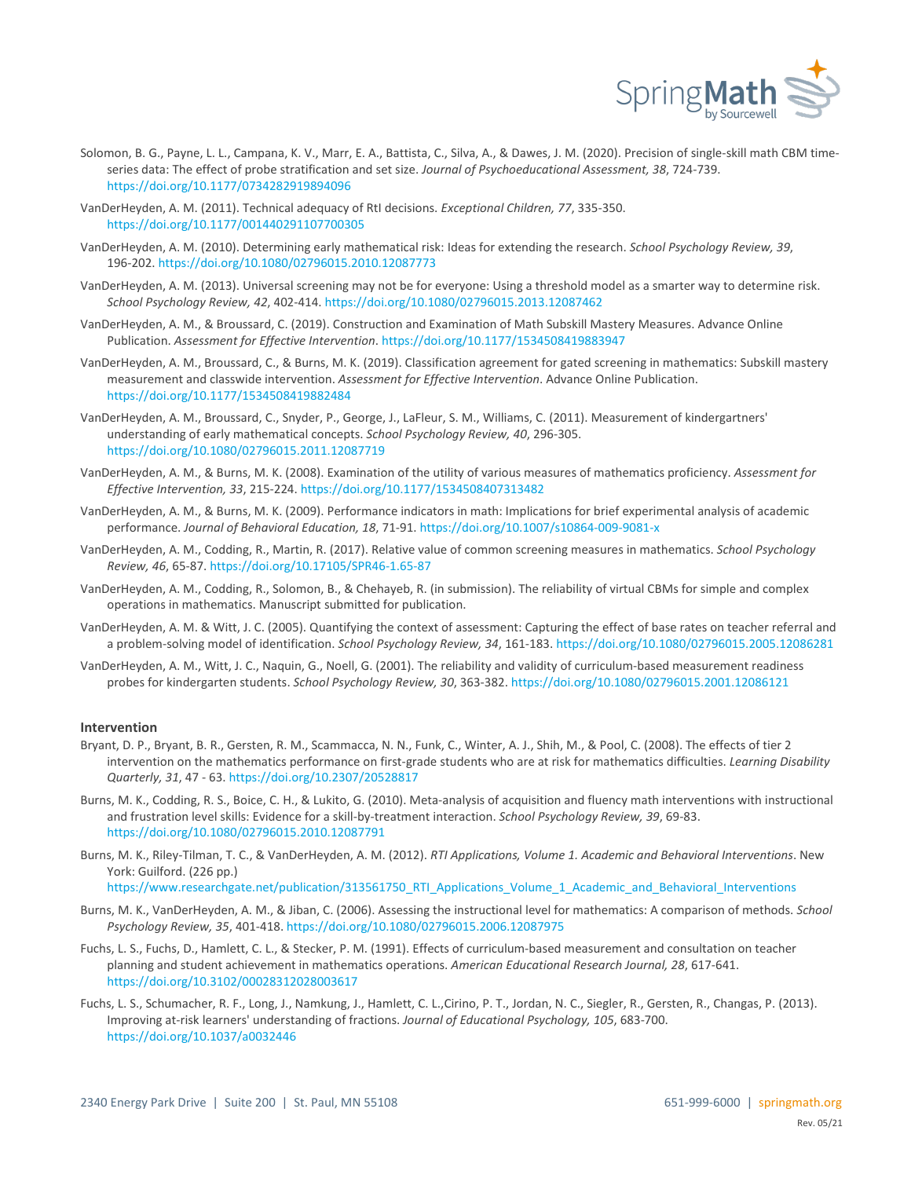Solomon, B. G., Payne, L. L., Campana, K. V., Marr, E. A., Battista, C., Silva, A., & Dawes, J. M. (2020). Precision of single-skill math CBM time-series data: The effect of probe stratification and set size. *Journal of Psychoeducational Assessment, 38*, 724-739. https://doi.org/10.1177/0734282919894096

VanDerHeyden, A. M. (2011). Technical adequacy of RtI decisions. *Exceptional Children, 77*, 335-350. https://doi.org/10.1177/001440291107700305

VanDerHeyden, A. M. (2010). Determining early mathematical risk: Ideas for extending the research. *School Psychology Review, 39*, 196-202. https://doi.org/10.1080/02796015.2010.12087773

VanDerHeyden, A. M. (2013). Universal screening may not be for everyone: Using a threshold model as a smarter way to determine risk. *School Psychology Review, 42*, 402-414. https://doi.org/10.1080/02796015.2013.12087462

VanDerHeyden, A. M., & Broussard, C. (2019). Construction and Examination of Math Subskill Mastery Measures. Advance Online Publication. *Assessment for Effective Intervention*. https://doi.org/10.1177/1534508419883947

VanDerHeyden, A. M., Broussard, C., & Burns, M. K. (2019). Classification agreement for gated screening in mathematics: Subskill mastery measurement and classwide intervention. *Assessment for Effective Intervention*. Advance Online Publication. https://doi.org/10.1177/1534508419882484

VanDerHeyden, A. M., Broussard, C., Snyder, P., George, J., LaFleur, S. M., Williams, C. (2011). Measurement of kindergartners' understanding of early mathematical concepts. *School Psychology Review, 40*, 296-305. https://doi.org/10.1080/02796015.2011.12087719

VanDerHeyden, A. M., & Burns, M. K. (2008). Examination of the utility of various measures of mathematics proficiency. *Assessment for Effective Intervention, 33*, 215-224. https://doi.org/10.1177/1534508407313482

VanDerHeyden, A. M., & Burns, M. K. (2009). Performance indicators in math: Implications for brief experimental analysis of academic performance. *Journal of Behavioral Education, 18*, 71-91. https://doi.org/10.1007/s10864-009-9081-x

VanDerHeyden, A. M., Codding, R., Martin, R. (2017). Relative value of common screening measures in mathematics. *School Psychology Review, 46*, 65-87. https://doi.org/10.17105/SPR46-1.65-87

VanDerHeyden, A. M., Codding, R., Solomon, B., & Chehayeb, R. (in submission). The reliability of virtual CBMs for simple and complex operations in mathematics. Manuscript submitted for publication.

VanDerHeyden, A. M. & Witt, J. C. (2005). Quantifying the context of assessment: Capturing the effect of base rates on teacher referral and a problem-solving model of identification. *School Psychology Review, 34*, 161-183. https://doi.org/10.1080/02796015.2005.12086281

VanDerHeyden, A. M., Witt, J. C., Naquin, G., Noell, G. (2001). The reliability and validity of curriculum-based measurement readiness probes for kindergarten students. *School Psychology Review, 30*, 363-382. https://doi.org/10.1080/02796015.2001.12086121

## Intervention

Bryant, D. P., Bryant, B. R., Gersten, R. M., Scammacca, N. N., Funk, C., Winter, A. J., Shih, M., & Pool, C. (2008). The effects of tier 2 intervention on the mathematics performance on first-grade students who are at risk for mathematics difficulties. *Learning Disability Quarterly, 31*, 47 - 63. https://doi.org/10.2307/20528817

Burns, M. K., Codding, R. S., Boice, C. H., & Lukito, G. (2010). Meta-analysis of acquisition and fluency math interventions with instructional and frustration level skills: Evidence for a skill-by-treatment interaction. *School Psychology Review, 39*, 69-83. https://doi.org/10.1080/02796015.2010.12087791

Burns, M. K., Riley-Tilman, T. C., & VanDerHeyden, A. M. (2012). *RTI Applications, Volume 1. Academic and Behavioral Interventions*. New York: Guilford. (226 pp.) https://www.researchgate.net/publication/313561750_RTI_Applications_Volume_1_Academic_and_Behavioral_Interventions

Burns, M. K., VanDerHeyden, A. M., & Jiban, C. (2006). Assessing the instructional level for mathematics: A comparison of methods. *School Psychology Review, 35*, 401-418. https://doi.org/10.1080/02796015.2006.12087975

Fuchs, L. S., Fuchs, D., Hamlett, C. L., & Stecker, P. M. (1991). Effects of curriculum-based measurement and consultation on teacher planning and student achievement in mathematics operations. *American Educational Research Journal, 28*, 617-641. https://doi.org/10.3102/00028312028003617

Fuchs, L. S., Schumacher, R. F., Long, J., Namkung, J., Hamlett, C. L.,Cirino, P. T., Jordan, N. C., Siegler, R., Gersten, R., Changas, P. (2013). Improving at-risk learners' understanding of fractions. *Journal of Educational Psychology, 105*, 683-700. https://doi.org/10.1037/a0032446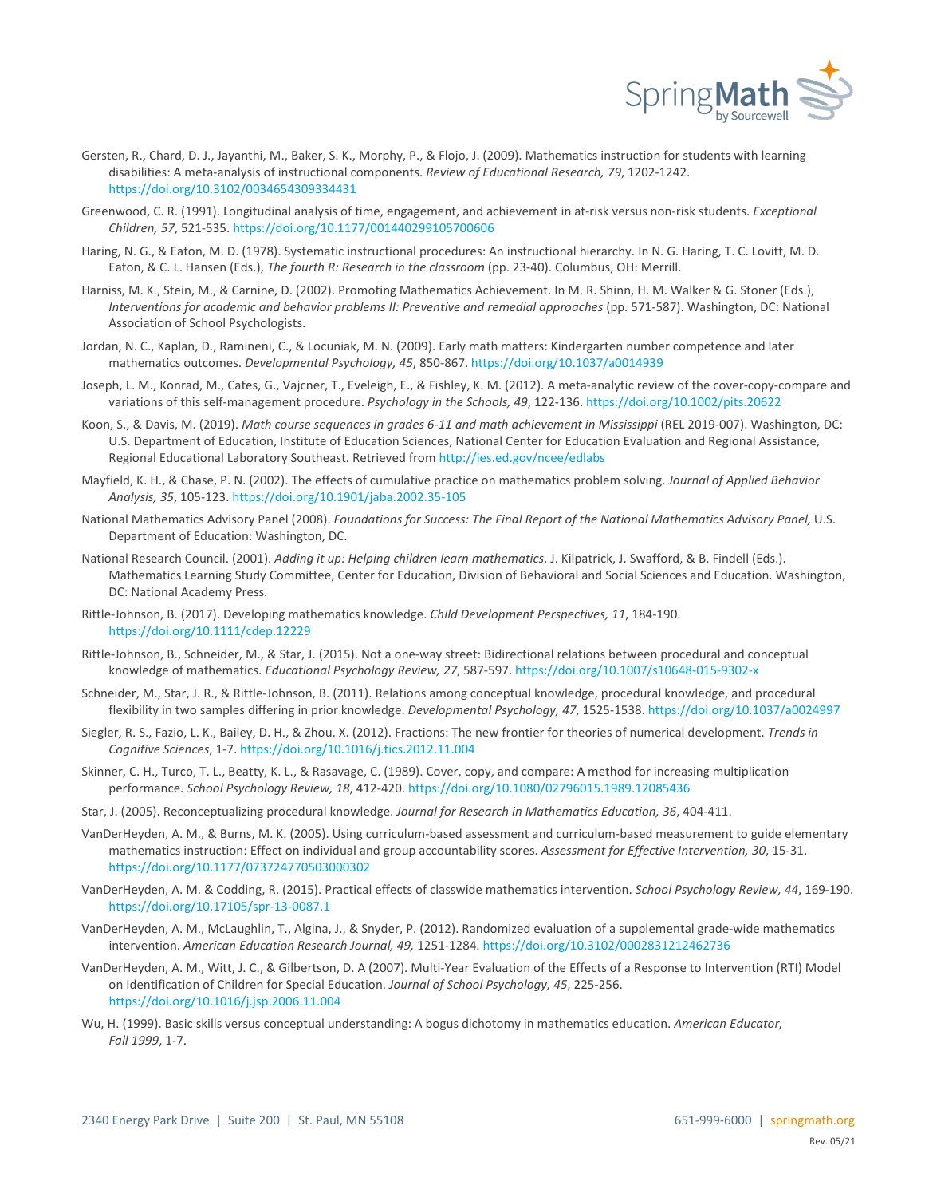Gersten, R., Chard, D. J., Jayanthi, M., Baker, S. K., Morphy, P., & Flojo, J. (2009). Mathematics instruction for students with learning disabilities: A meta-analysis of instructional components. *Review of Educational Research, 79*, 1202-1242. https://doi.org/10.3102/0034654309334431

Greenwood, C. R. (1991). Longitudinal analysis of time, engagement, and achievement in at-risk versus non-risk students. *Exceptional Children, 57*, 521-535. https://doi.org/10.1177/001440299105700606

Haring, N. G., & Eaton, M. D. (1978). Systematic instructional procedures: An instructional hierarchy. In N. G. Haring, T. C. Lovitt, M. D. Eaton, & C. L. Hansen (Eds.), *The fourth R: Research in the classroom* (pp. 23-40). Columbus, OH: Merrill.

Harniss, M. K., Stein, M., & Carnine, D. (2002). Promoting Mathematics Achievement. In M. R. Shinn, H. M. Walker & G. Stoner (Eds.), *Interventions for academic and behavior problems II: Preventive and remedial approaches* (pp. 571-587). Washington, DC: National Association of School Psychologists.

Jordan, N. C., Kaplan, D., Ramineni, C., & Locuniak, M. N. (2009). Early math matters: Kindergarten number competence and later mathematics outcomes. *Developmental Psychology, 45*, 850-867. https://doi.org/10.1037/a0014939

Joseph, L. M., Konrad, M., Cates, G., Vajcner, T., Eveleigh, E., & Fishley, K. M. (2012). A meta-analytic review of the cover-copy-compare and variations of this self-management procedure. *Psychology in the Schools, 49*, 122-136. https://doi.org/10.1002/pits.20622

Koon, S., & Davis, M. (2019). *Math course sequences in grades 6-11 and math achievement in Mississippi* (REL 2019-007). Washington, DC: U.S. Department of Education, Institute of Education Sciences, National Center for Education Evaluation and Regional Assistance, Regional Educational Laboratory Southeast. Retrieved from http://ies.ed.gov/ncee/edlabs

Mayfield, K. H., & Chase, P. N. (2002). The effects of cumulative practice on mathematics problem solving. *Journal of Applied Behavior Analysis, 35*, 105-123. https://doi.org/10.1901/jaba.2002.35-105

National Mathematics Advisory Panel (2008). *Foundations for Success: The Final Report of the National Mathematics Advisory Panel,* U.S. Department of Education: Washington, DC.

National Research Council. (2001). *Adding it up: Helping children learn mathematics*. J. Kilpatrick, J. Swafford, & B. Findell (Eds.). Mathematics Learning Study Committee, Center for Education, Division of Behavioral and Social Sciences and Education. Washington, DC: National Academy Press.

Rittle-Johnson, B. (2017). Developing mathematics knowledge. *Child Development Perspectives, 11*, 184-190. https://doi.org/10.1111/cdep.12229

Rittle-Johnson, B., Schneider, M., & Star, J. (2015). Not a one-way street: Bidirectional relations between procedural and conceptual knowledge of mathematics. *Educational Psychology Review, 27*, 587-597. https://doi.org/10.1007/s10648-015-9302-x

Schneider, M., Star, J. R., & Rittle-Johnson, B. (2011). Relations among conceptual knowledge, procedural knowledge, and procedural flexibility in two samples differing in prior knowledge. *Developmental Psychology, 47*, 1525-1538. https://doi.org/10.1037/a0024997

Siegler, R. S., Fazio, L. K., Bailey, D. H., & Zhou, X. (2012). Fractions: The new frontier for theories of numerical development. *Trends in Cognitive Sciences*, 1-7. https://doi.org/10.1016/j.tics.2012.11.004

Skinner, C. H., Turco, T. L., Beatty, K. L., & Rasavage, C. (1989). Cover, copy, and compare: A method for increasing multiplication performance. *School Psychology Review, 18*, 412-420. https://doi.org/10.1080/02796015.1989.12085436

Star, J. (2005). Reconceptualizing procedural knowledge. *Journal for Research in Mathematics Education, 36*, 404-411.

VanDerHeyden, A. M., & Burns, M. K. (2005). Using curriculum-based assessment and curriculum-based measurement to guide elementary mathematics instruction: Effect on individual and group accountability scores. *Assessment for Effective Intervention, 30*, 15-31. https://doi.org/10.1177/073724770503000302

VanDerHeyden, A. M. & Codding, R. (2015). Practical effects of classwide mathematics intervention. *School Psychology Review, 44*, 169-190. https://doi.org/10.17105/spr-13-0087.1

VanDerHeyden, A. M., McLaughlin, T., Algina, J., & Snyder, P. (2012). Randomized evaluation of a supplemental grade-wide mathematics intervention. *American Education Research Journal, 49,* 1251-1284. https://doi.org/10.3102/0002831212462736

VanDerHeyden, A. M., Witt, J. C., & Gilbertson, D. A (2007). Multi-Year Evaluation of the Effects of a Response to Intervention (RTI) Model on Identification of Children for Special Education. *Journal of School Psychology, 45*, 225-256. https://doi.org/10.1016/j.jsp.2006.11.004

Wu, H. (1999). Basic skills versus conceptual understanding: A bogus dichotomy in mathematics education. *American Educator, Fall 1999*, 1-7.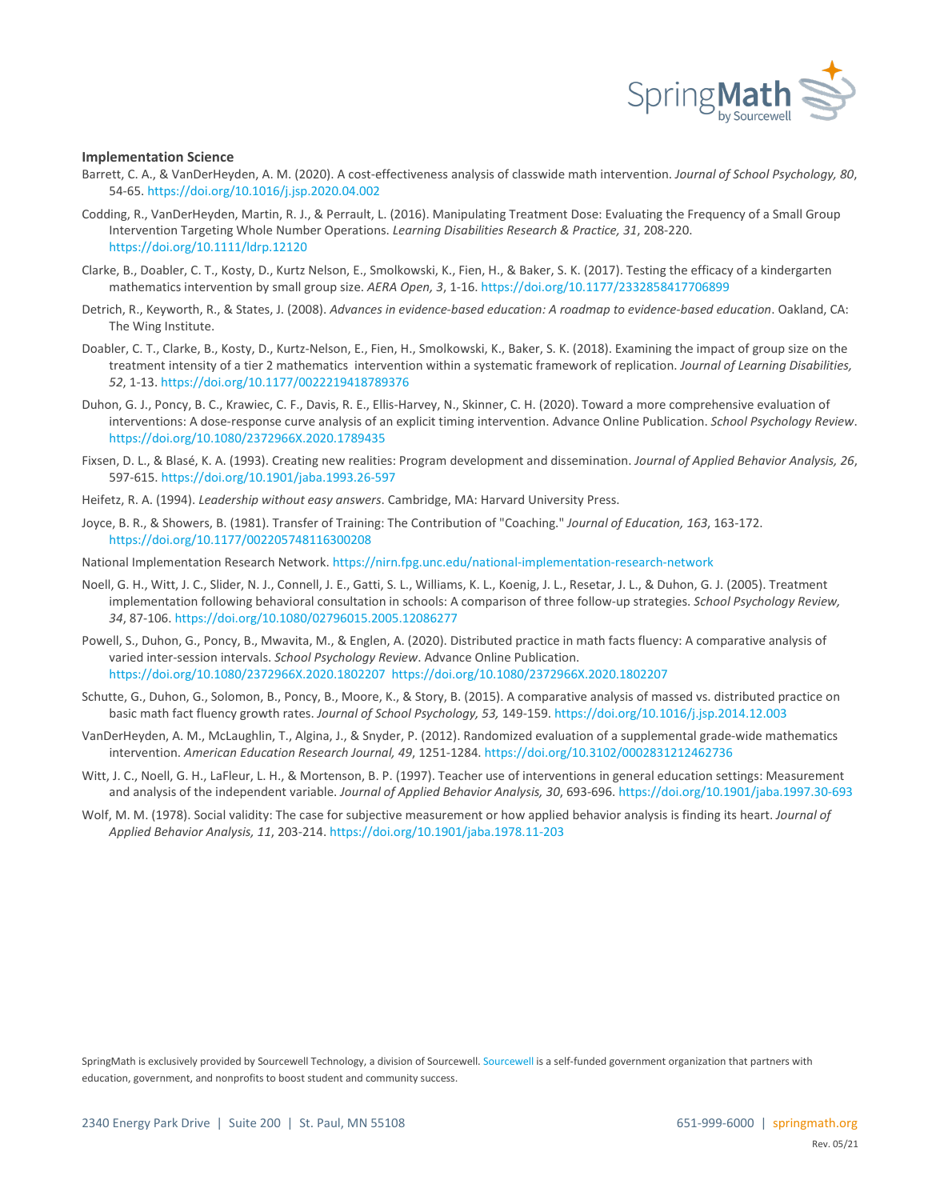**Implementation Science**

Barrett, C. A., & VanDerHeyden, A. M. (2020). A cost-effectiveness analysis of classwide math intervention. *Journal of School Psychology, 80*, 54-65. https://doi.org/10.1016/j.jsp.2020.04.002

Codding, R., VanDerHeyden, Martin, R. J., & Perrault, L. (2016). Manipulating Treatment Dose: Evaluating the Frequency of a Small Group Intervention Targeting Whole Number Operations. *Learning Disabilities Research & Practice, 31*, 208-220. https://doi.org/10.1111/ldrp.12120

Clarke, B., Doabler, C. T., Kosty, D., Kurtz Nelson, E., Smolkowski, K., Fien, H., & Baker, S. K. (2017). Testing the efficacy of a kindergarten mathematics intervention by small group size. *AERA Open, 3*, 1-16. https://doi.org/10.1177/2332858417706899

Detrich, R., Keyworth, R., & States, J. (2008). *Advances in evidence-based education: A roadmap to evidence-based education*. Oakland, CA: The Wing Institute.

Doabler, C. T., Clarke, B., Kosty, D., Kurtz-Nelson, E., Fien, H., Smolkowski, K., Baker, S. K. (2018). Examining the impact of group size on the treatment intensity of a tier 2 mathematics intervention within a systematic framework of replication. *Journal of Learning Disabilities, 52*, 1-13. https://doi.org/10.1177/0022219418789376

Duhon, G. J., Poncy, B. C., Krawiec, C. F., Davis, R. E., Ellis-Harvey, N., Skinner, C. H. (2020). Toward a more comprehensive evaluation of interventions: A dose-response curve analysis of an explicit timing intervention. Advance Online Publication. *School Psychology Review*. https://doi.org/10.1080/2372966X.2020.1789435

Fixsen, D. L., & Blasé, K. A. (1993). Creating new realities: Program development and dissemination. *Journal of Applied Behavior Analysis, 26*, 597-615. https://doi.org/10.1901/jaba.1993.26-597

Heifetz, R. A. (1994). *Leadership without easy answers*. Cambridge, MA: Harvard University Press.

Joyce, B. R., & Showers, B. (1981). Transfer of Training: The Contribution of "Coaching." *Journal of Education, 163*, 163-172. https://doi.org/10.1177/002205748116300208

National Implementation Research Network. https://nirn.fpg.unc.edu/national-implementation-research-network

Noell, G. H., Witt, J. C., Slider, N. J., Connell, J. E., Gatti, S. L., Williams, K. L., Koenig, J. L., Resetar, J. L., & Duhon, G. J. (2005). Treatment implementation following behavioral consultation in schools: A comparison of three follow-up strategies. *School Psychology Review, 34*, 87-106. https://doi.org/10.1080/02796015.2005.12086277

Powell, S., Duhon, G., Poncy, B., Mwavita, M., & Englen, A. (2020). Distributed practice in math facts fluency: A comparative analysis of varied inter-session intervals. *School Psychology Review*. Advance Online Publication. https://doi.org/10.1080/2372966X.2020.1802207 https://doi.org/10.1080/2372966X.2020.1802207

Schutte, G., Duhon, G., Solomon, B., Poncy, B., Moore, K., & Story, B. (2015). A comparative analysis of massed vs. distributed practice on basic math fact fluency growth rates. *Journal of School Psychology, 53,* 149-159. https://doi.org/10.1016/j.jsp.2014.12.003

VanDerHeyden, A. M., McLaughlin, T., Algina, J., & Snyder, P. (2012). Randomized evaluation of a supplemental grade-wide mathematics intervention. *American Education Research Journal, 49*, 1251-1284. https://doi.org/10.3102/0002831212462736

Witt, J. C., Noell, G. H., LaFleur, L. H., & Mortenson, B. P. (1997). Teacher use of interventions in general education settings: Measurement and analysis of the independent variable. *Journal of Applied Behavior Analysis, 30*, 693-696. https://doi.org/10.1901/jaba.1997.30-693

Wolf, M. M. (1978). Social validity: The case for subjective measurement or how applied behavior analysis is finding its heart. *Journal of Applied Behavior Analysis, 11*, 203-214. https://doi.org/10.1901/jaba.1978.11-203

SpringMath is exclusively provided by Sourcewell Technology, a division of Sourcewell. Sourcewell is a self-funded government organization that partners with education, government, and nonprofits to boost student and community success.

2340 Energy Park Drive | Suite 200 | St. Paul, MN 55108

651-999-6000 | springmath.org

Rev. 05/21